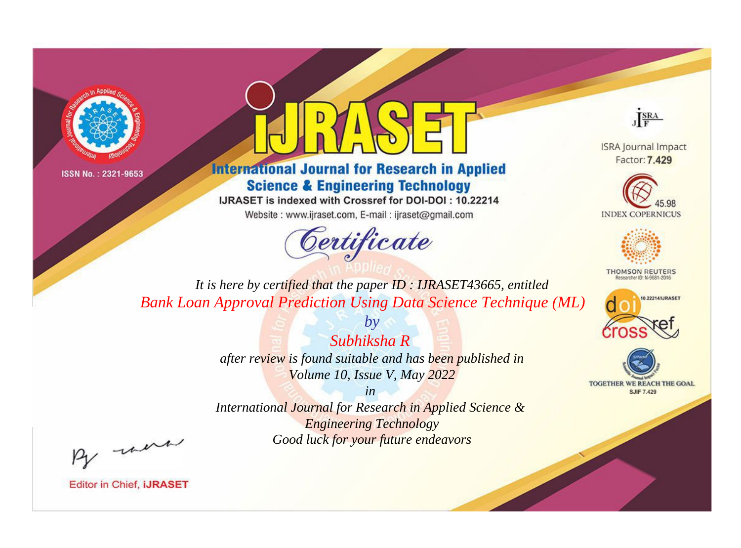ISSN No. : 2321-9653

# IJRASET

## International Journal for Research in Applied Science & Engineering Technology

IJRASET is indexed with Crossref for DOI-DOI : 10.22214

Website : www.ijraset.com, E-mail : ijraset@gmail.com

ISRA Journal Impact Factor: **7.429**

45.98 INDEX COPERNICUS

THOMSON REUTERS Researcher ID: N-9681-2016

10.22214/IJRASET

TOGETHER WE REACH THE GOAL SJIF 7.429

# *Certificate*

*It is here by certified that the paper ID : IJRASET43665, entitled*

*Bank Loan Approval Prediction Using Data Science Technique (ML)*

*by*

*Subhiksha R*

*after review is found suitable and has been published in*

*Volume 10, Issue V, May 2022*

*in*

*International Journal for Research in Applied Science & Engineering Technology*

*Good luck for your future endeavors*

Editor in Chief, **IJRASET**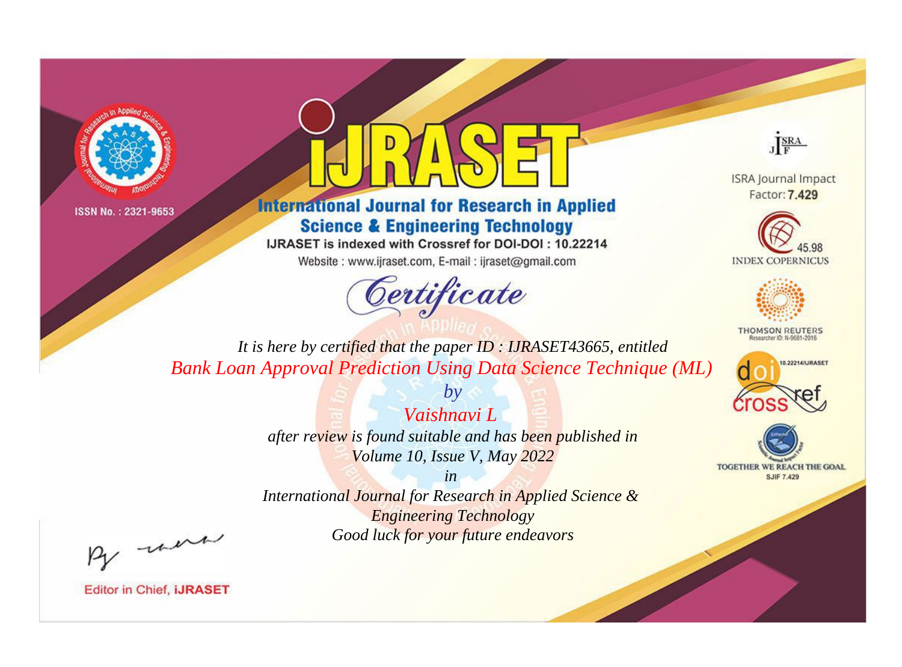ISSN No. : 2321-9653

# iJRASET

## International Journal for Research in Applied Science & Engineering Technology

IJRASET is indexed with Crossref for DOI-DOI : 10.22214

Website : www.ijraset.com, E-mail : ijraset@gmail.com

ISRA Journal Impact Factor: **7.429**

45.98 INDEX COPERNICUS

THOMSON REUTERS Researcher ID: N-9681-2016

10.22214/IJRASET

TOGETHER WE REACH THE GOAL SJIF 7.429

*Certificate*

*It is here by certified that the paper ID : IJRASET43665, entitled*

*Bank Loan Approval Prediction Using Data Science Technique (ML)*

*by*

*Vaishnavi L*

*after review is found suitable and has been published in*

*Volume 10, Issue V, May 2022*

*in*

*International Journal for Research in Applied Science & Engineering Technology*

*Good luck for your future endeavors*

Editor in Chief, **iJRASET**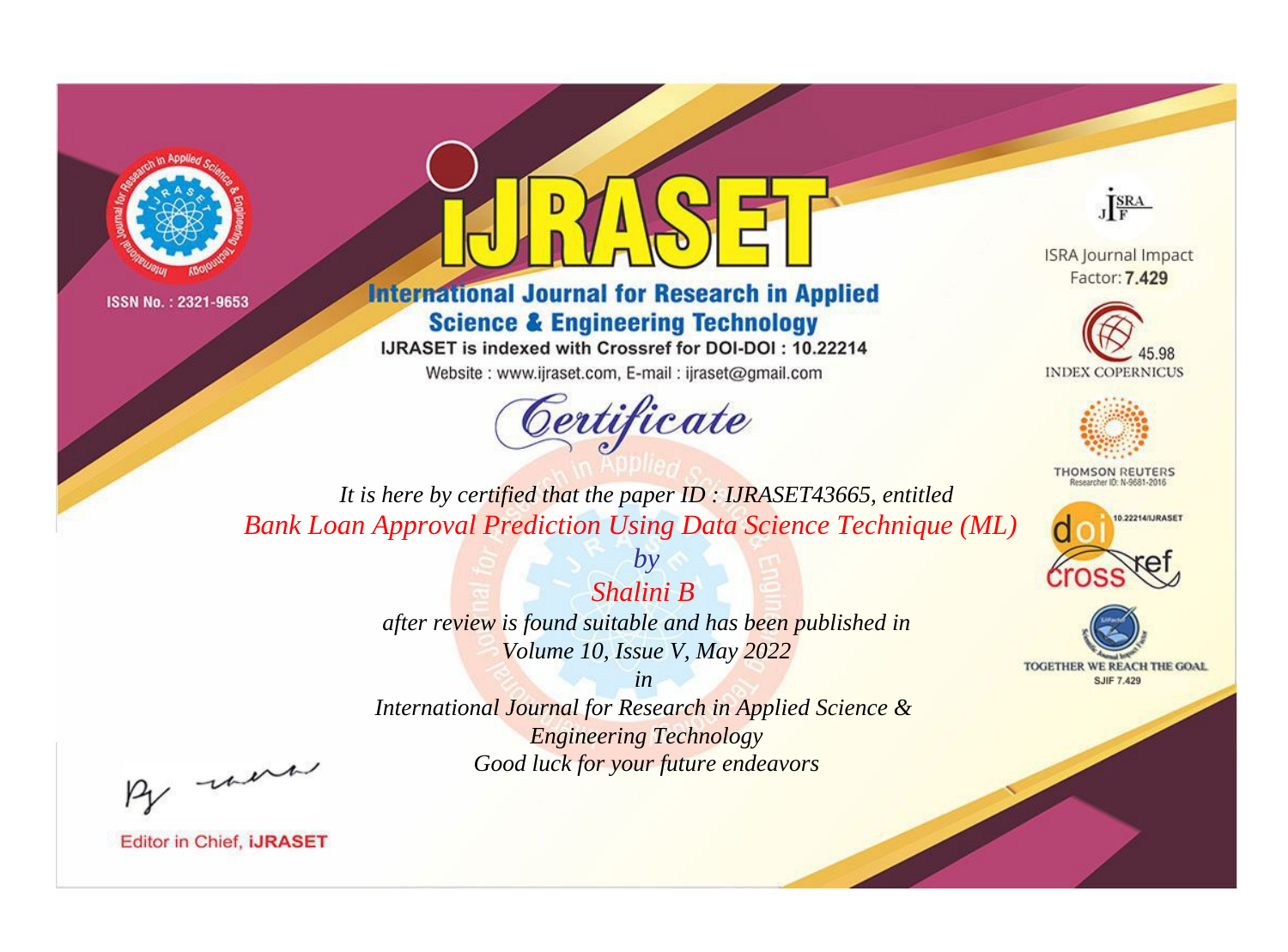ISSN No. : 2321-9653

# IJRASET

## International Journal for Research in Applied Science & Engineering Technology

IJRASET is indexed with Crossref for DOI-DOI : 10.22214

Website : www.ijraset.com, E-mail : ijraset@gmail.com

ISRA Journal Impact Factor: **7.429**

45.98 INDEX COPERNICUS

THOMSON REUTERS Researcher ID: N-9681-2016

10.22214/IJRASET

TOGETHER WE REACH THE GOAL SJIF 7.429

*Certificate*

*It is here by certified that the paper ID : IJRASET43665, entitled*

*Bank Loan Approval Prediction Using Data Science Technique (ML)*

*by*

*Shalini B*

*after review is found suitable and has been published in*

*Volume 10, Issue V, May 2022*

*in*

*International Journal for Research in Applied Science & Engineering Technology*

*Good luck for your future endeavors*

Editor in Chief, **iJRASET**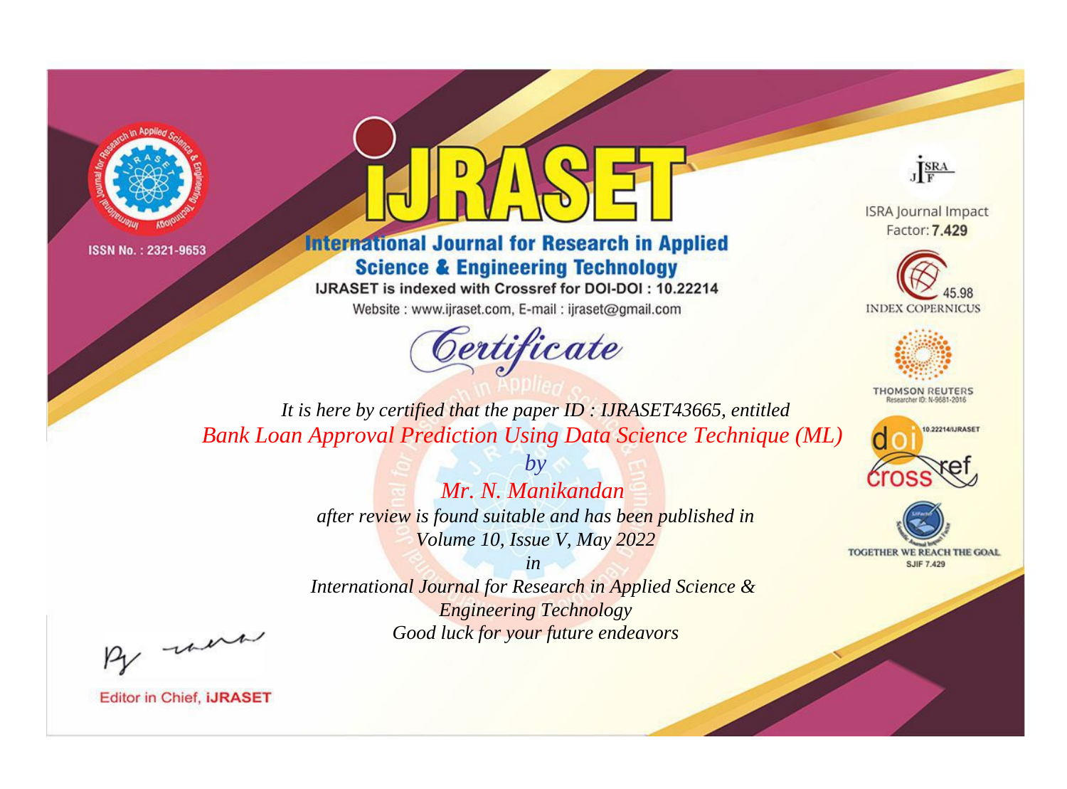ISSN No. : 2321-9653

# IJRASET

## International Journal for Research in Applied Science & Engineering Technology

IJRASET is indexed with Crossref for DOI-DOI : 10.22214

Website : www.ijraset.com, E-mail : ijraset@gmail.com

ISRA Journal Impact Factor: **7.429**

45.98 INDEX COPERNICUS

THOMSON REUTERS Researcher ID: N-9681-2016

10.22214/IJRASET

TOGETHER WE REACH THE GOAL SJIF 7.429

*Certificate*

*It is here by certified that the paper ID : IJRASET43665, entitled*

*Bank Loan Approval Prediction Using Data Science Technique (ML)*

*by*

*Mr. N. Manikandan*

*after review is found suitable and has been published in*

*Volume 10, Issue V, May 2022*

*in*

*International Journal for Research in Applied Science & Engineering Technology*

*Good luck for your future endeavors*

Editor in Chief, **iJRASET**